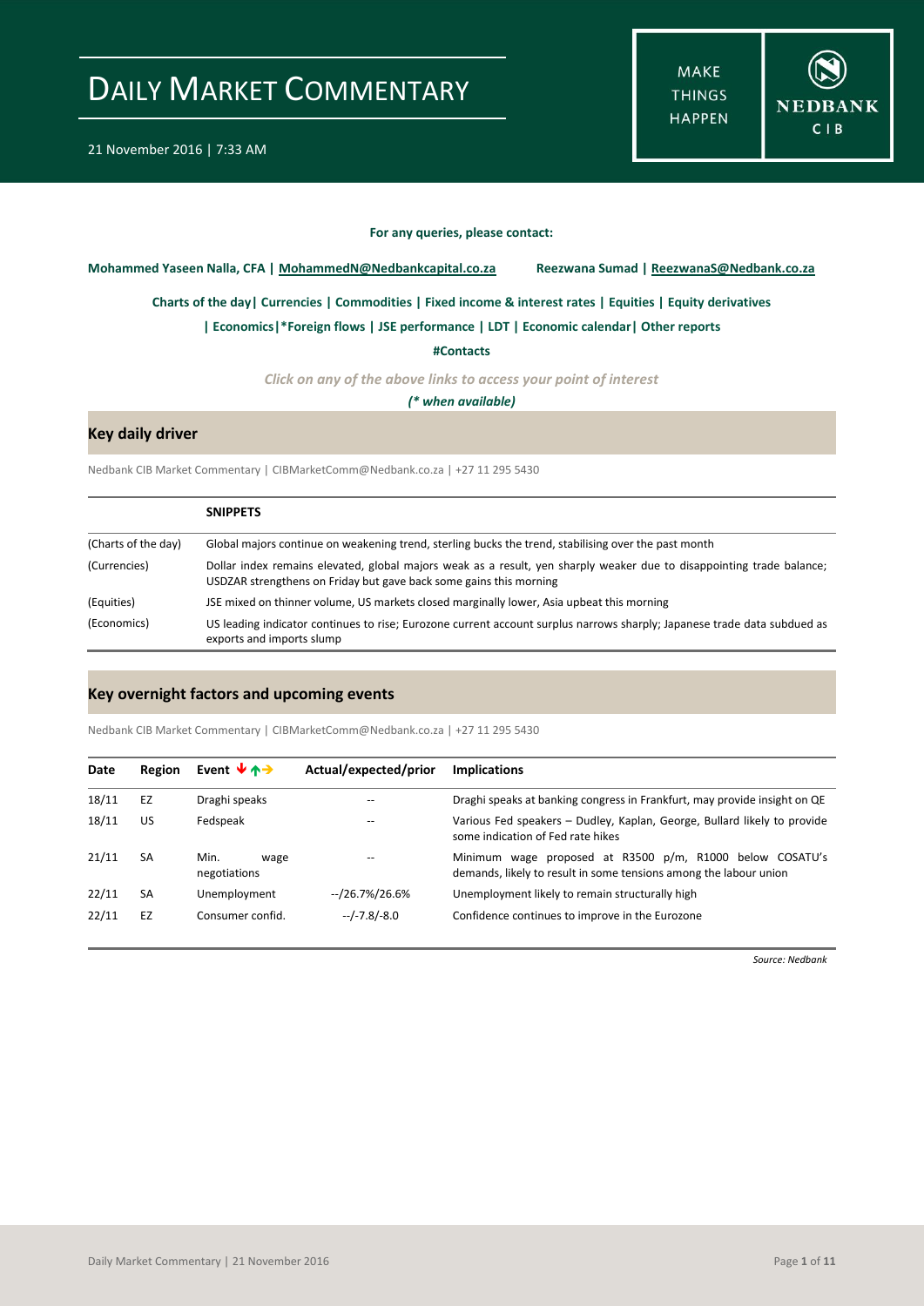# DAILY MARKET COMMENTARY

21 November 2016 | 7:33 AM

MAKE THINGS HAPPEN

NEDBANK CIB

**For any queries, please contact:**

**Mohammed Yaseen Nalla, CFA | MohammedN@Nedbankcapital.co.za** **Reezwana Sumad | ReezwanaS@Nedbank.co.za**

**Charts of the day| Currencies | Commodities | Fixed income & interest rates | Equities | Equity derivatives**

**| Economics|*Foreign flows | JSE performance | LDT | Economic calendar| Other reports**

**#Contacts**

***Click on any of the above links to access your point of interest***

***(* when available)***

## Key daily driver

Nedbank CIB Market Commentary | CIBMarketComm@Nedbank.co.za | +27 11 295 5430

| | **SNIPPETS** |
|---|---|
| (Charts of the day) | Global majors continue on weakening trend, sterling bucks the trend, stabilising over the past month |
| (Currencies) | Dollar index remains elevated, global majors weak as a result, yen sharply weaker due to disappointing trade balance; USDZAR strengthens on Friday but gave back some gains this morning |
| (Equities) | JSE mixed on thinner volume, US markets closed marginally lower, Asia upbeat this morning |
| (Economics) | US leading indicator continues to rise; Eurozone current account surplus narrows sharply; Japanese trade data subdued as exports and imports slump |

## Key overnight factors and upcoming events

Nedbank CIB Market Commentary | CIBMarketComm@Nedbank.co.za | +27 11 295 5430

| Date | Region | Event ↓↑→ | Actual/expected/prior | Implications |
|---|---|---|---|---|
| 18/11 | EZ | Draghi speaks | -- | Draghi speaks at banking congress in Frankfurt, may provide insight on QE |
| 18/11 | US | Fedspeak | -- | Various Fed speakers – Dudley, Kaplan, George, Bullard likely to provide some indication of Fed rate hikes |
| 21/11 | SA | Min. wage negotiations | -- | Minimum wage proposed at R3500 p/m, R1000 below COSATU's demands, likely to result in some tensions among the labour union |
| 22/11 | SA | Unemployment | --/26.7%/26.6% | Unemployment likely to remain structurally high |
| 22/11 | EZ | Consumer confid. | --/-7.8/-8.0 | Confidence continues to improve in the Eurozone |

*Source: Nedbank*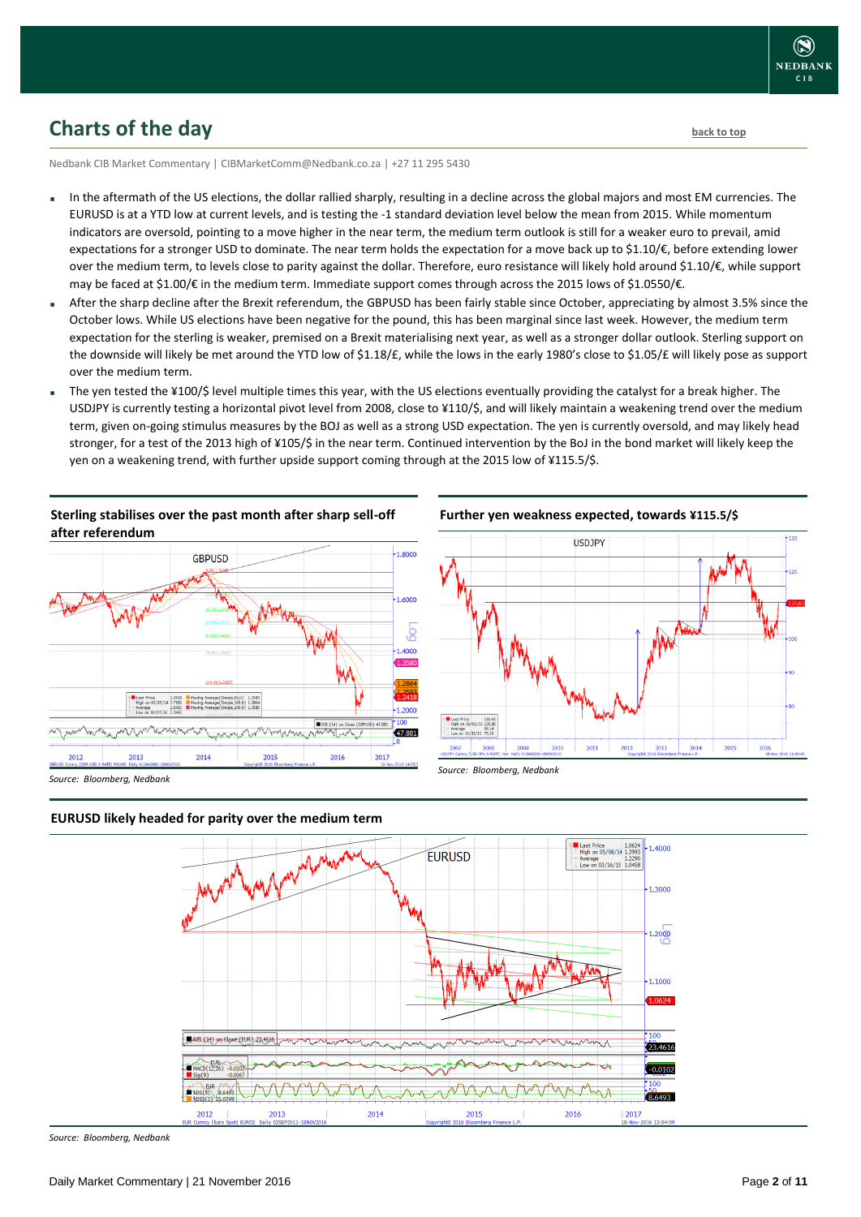## Charts of the day

Nedbank CIB Market Commentary | CIBMarketComm@Nedbank.co.za | +27 11 295 5430

- In the aftermath of the US elections, the dollar rallied sharply, resulting in a decline across the global majors and most EM currencies. The EURUSD is at a YTD low at current levels, and is testing the -1 standard deviation level below the mean from 2015. While momentum indicators are oversold, pointing to a move higher in the near term, the medium term outlook is still for a weaker euro to prevail, amid expectations for a stronger USD to dominate. The near term holds the expectation for a move back up to $1.10/€, before extending lower over the medium term, to levels close to parity against the dollar. Therefore, euro resistance will likely hold around $1.10/€, while support may be faced at $1.00/€ in the medium term. Immediate support comes through across the 2015 lows of $1.0550/€.
- After the sharp decline after the Brexit referendum, the GBPUSD has been fairly stable since October, appreciating by almost 3.5% since the October lows. While US elections have been negative for the pound, this has been marginal since last week. However, the medium term expectation for the sterling is weaker, premised on a Brexit materialising next year, as well as a stronger dollar outlook. Sterling support on the downside will likely be met around the YTD low of $1.18/£, while the lows in the early 1980's close to $1.05/£ will likely pose as support over the medium term.
- The yen tested the ¥100/$ level multiple times this year, with the US elections eventually providing the catalyst for a break higher. The USDJPY is currently testing a horizontal pivot level from 2008, close to ¥110/$, and will likely maintain a weakening trend over the medium term, given on-going stimulus measures by the BOJ as well as a strong USD expectation. The yen is currently oversold, and may likely head stronger, for a test of the 2013 high of ¥105/$ in the near term. Continued intervention by the BoJ in the bond market will likely keep the yen on a weakening trend, with further upside support coming through at the 2015 low of ¥115.5/$.

**Sterling stabilises over the past month after sharp sell-off after referendum**

*Source: Bloomberg, Nedbank*

**Further yen weakness expected, towards ¥115.5/$**

*Source: Bloomberg, Nedbank*

**EURUSD likely headed for parity over the medium term**

*Source: Bloomberg, Nedbank*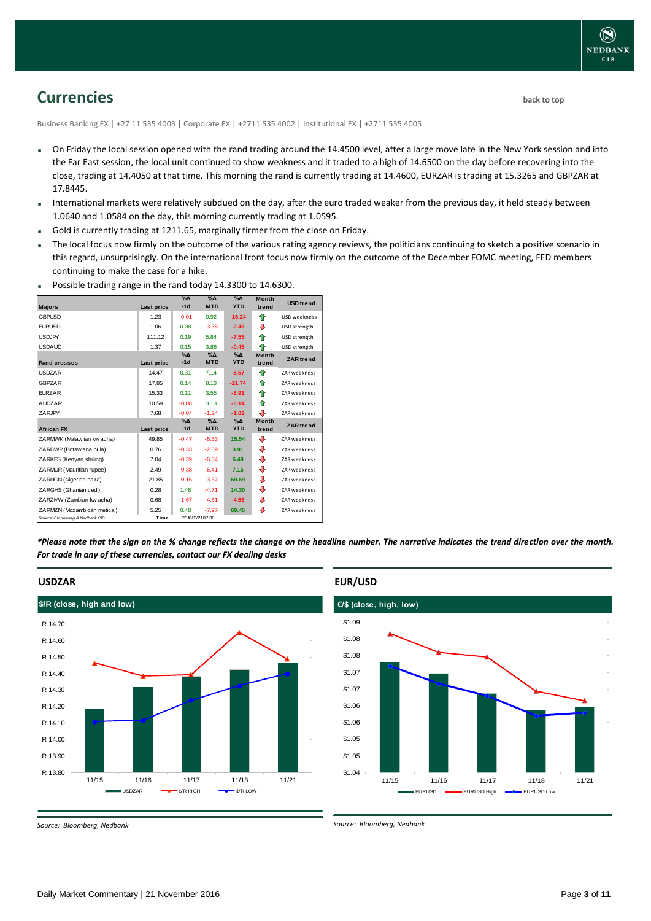## Currencies

back to top

Business Banking FX | +27 11 535 4003 | Corporate FX | +2711 535 4002 | Institutional FX | +2711 535 4005

- On Friday the local session opened with the rand trading around the 14.4500 level, after a large move late in the New York session and into the Far East session, the local unit continued to show weakness and it traded to a high of 14.6500 on the day before recovering into the close, trading at 14.4050 at that time. This morning the rand is currently trading at 14.4600, EURZAR is trading at 15.3265 and GBPZAR at 17.8445.
- International markets were relatively subdued on the day, after the euro traded weaker from the previous day, it held steady between 1.0640 and 1.0584 on the day, this morning currently trading at 1.0595.
- Gold is currently trading at 1211.65, marginally firmer from the close on Friday.
- The local focus now firmly on the outcome of the various rating agency reviews, the politicians continuing to sketch a positive scenario in this regard, unsurprisingly. On the international front focus now firmly on the outcome of the December FOMC meeting, FED members continuing to make the case for a hike.
- Possible trading range in the rand today 14.3300 to 14.6300.

| Majors | Last price | %Δ -1d | %Δ MTD | %Δ YTD | Month trend | USD trend |
|---|---|---|---|---|---|---|
| GBPUSD | 1.23 | -0.01 | 0.92 | -16.24 | ⇧ | USD weakness |
| EURUSD | 1.06 | 0.08 | -3.35 | -2.48 | ⇩ | USD strength |
| USDJPY | 111.12 | 0.19 | 5.84 | -7.55 | ⇧ | USD strength |
| USDAUD | 1.37 | 0.15 | 3.86 | -0.45 | ⇧ | USD strength |
| **Rand crosses** | **Last price** | **%Δ -1d** | **%Δ MTD** | **%Δ YTD** | **Month trend** | **ZAR trend** |
| USDZAR | 14.47 | 0.31 | 7.14 | -6.57 | ⇧ | ZAR weakness |
| GBPZAR | 17.85 | 0.14 | 8.13 | -21.74 | ⇧ | ZAR weakness |
| EURZAR | 15.33 | 0.11 | 3.55 | -8.91 | ⇧ | ZAR weakness |
| AUDZAR | 10.59 | -0.08 | 3.13 | -6.14 | ⇧ | ZAR weakness |
| ZARJPY | 7.68 | -0.04 | -1.24 | -1.09 | ⇩ | ZAR weakness |
| **African FX** | **Last price** | **%Δ -1d** | **%Δ MTD** | **%Δ YTD** | **Month trend** | **ZAR trend** |
| ZARMWK (Malawian kwacha) | 49.85 | -0.47 | -6.53 | 15.54 | ⇩ | ZAR weakness |
| ZARBWP (Botswana pula) | 0.76 | -0.33 | -2.89 | 3.91 | ⇩ | ZAR weakness |
| ZARKES (Kenyan shilling) | 7.04 | -0.39 | -6.34 | 6.49 | ⇩ | ZAR weakness |
| ZARMUR (Mauritian rupee) | 2.49 | -0.38 | -6.41 | 7.16 | ⇩ | ZAR weakness |
| ZARNGN (Nigerian naira) | 21.85 | -0.16 | -3.37 | 69.69 | ⇩ | ZAR weakness |
| ZARGHS (Ghanian cedi) | 0.28 | 1.48 | -4.71 | 14.30 | ⇩ | ZAR weakness |
| ZARZMW (Zambian kwacha) | 0.68 | -1.67 | -4.61 | -4.56 | ⇩ | ZAR weakness |
| ZARMZN (Mozambican metical) | 5.25 | 0.48 | -7.97 | 69.45 | ⇩ | ZAR weakness |
| Source: Bloomberg & Nedbank CIB | Time | 2016/11/21 07:30 | | | | |

*\*Please note that the sign on the % change reflects the change on the headline number. The narrative indicates the trend direction over the month. For trade in any of these currencies, contact our FX dealing desks*

### USDZAR

$/R (close, high and low)

Source: Bloomberg, Nedbank

### EUR/USD

€/$ (close, high, low)

Source: Bloomberg, Nedbank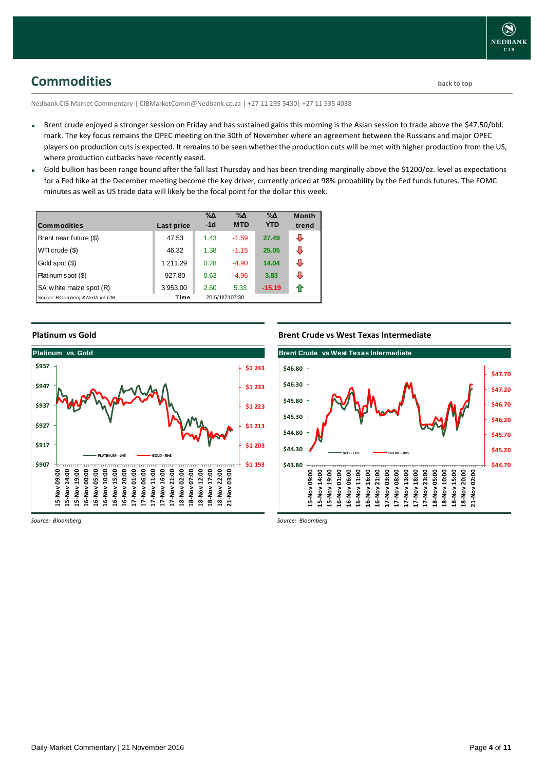## Commodities

back to top

Nedbank CIB Market Commentary | CIBMarketComm@Nedbank.co.za | +27 11 295 5430| +27 11 535 4038

- Brent crude enjoyed a stronger session on Friday and has sustained gains this morning is the Asian session to trade above the $47.50/bbl. mark. The key focus remains the OPEC meeting on the 30th of November where an agreement between the Russians and major OPEC players on production cuts is expected. It remains to be seen whether the production cuts will be met with higher production from the US, where production cutbacks have recently eased.
- Gold bullion has been range bound after the fall last Thursday and has been trending marginally above the $1200/oz. level as expectations for a Fed hike at the December meeting become the key driver, currently priced at 98% probability by the Fed funds futures. The FOMC minutes as well as US trade data will likely be the focal point for the dollar this week.

| Commodities | Last price | %Δ -1d | %Δ MTD | %Δ YTD | Month trend |
|---|---|---|---|---|---|
| Brent near future ($) | 47.53 | 1.43 | -1.59 | 27.49 | ⇩ |
| WTI crude ($) | 46.32 | 1.38 | -1.15 | 25.05 | ⇩ |
| Gold spot ($) | 1 211.29 | 0.28 | -4.90 | 14.04 | ⇩ |
| Platinum spot ($) | 927.80 | 0.63 | -4.96 | 3.83 | ⇩ |
| SA white maize spot (R) | 3 953.00 | 2.60 | 5.33 | -15.19 | ⇧ |
| *Source: Bloomberg & Nedbank CIB* | Time | 2016/11/21 07:30 | | | |

**Platinum vs Gold**

*Source: Bloomberg*

**Brent Crude vs West Texas Intermediate**

*Source: Bloomberg*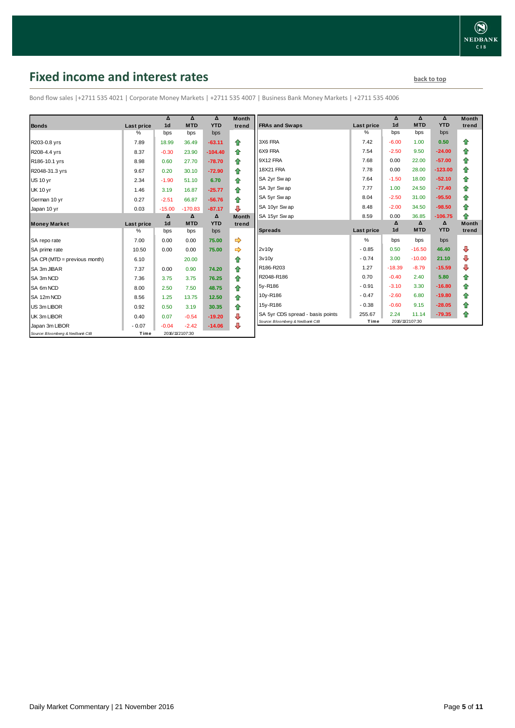## Fixed income and interest rates

back to top

Bond flow sales |+2711 535 4021 | Corporate Money Markets | +2711 535 4007 | Business Bank Money Markets | +2711 535 4006

| Bonds | Last price | Δ 1d | Δ MTD | Δ YTD | Month trend |
|---|---|---|---|---|---|
| | % | bps | bps | bps | |
| R203-0.8 yrs | 7.89 | 18.99 | 36.49 | -63.11 | ⇧ |
| R208-4.4 yrs | 8.37 | -0.30 | 23.90 | -104.40 | ⇧ |
| R186-10.1 yrs | 8.98 | 0.60 | 27.70 | -78.70 | ⇧ |
| R2048-31.3 yrs | 9.67 | 0.20 | 30.10 | -72.90 | ⇧ |
| US 10 yr | 2.34 | -1.90 | 51.10 | 6.70 | ⇧ |
| UK 10 yr | 1.46 | 3.19 | 16.87 | -25.77 | ⇧ |
| German 10 yr | 0.27 | -2.51 | 66.87 | -56.76 | ⇧ |
| Japan 10 yr | 0.03 | -15.00 | -170.83 | -87.17 | ⇩ |

| Money Market | Last price | Δ 1d | Δ MTD | Δ YTD | Month trend |
|---|---|---|---|---|---|
| | % | bps | bps | bps | |
| SA repo rate | 7.00 | 0.00 | 0.00 | 75.00 | ⇨ |
| SA prime rate | 10.50 | 0.00 | 0.00 | 75.00 | ⇨ |
| SA CPI (MTD = previous month) | 6.10 | | 20.00 | | ⇧ |
| SA 3m JIBAR | 7.37 | 0.00 | 0.90 | 74.20 | ⇧ |
| SA 3m NCD | 7.36 | 3.75 | 3.75 | 76.25 | ⇧ |
| SA 6m NCD | 8.00 | 2.50 | 7.50 | 48.75 | ⇧ |
| SA 12m NCD | 8.56 | 1.25 | 13.75 | 12.50 | ⇧ |
| US 3m LIBOR | 0.92 | 0.50 | 3.19 | 30.35 | ⇧ |
| UK 3m LIBOR | 0.40 | 0.07 | -0.54 | -19.20 | ⇩ |
| Japan 3m LIBOR | -0.07 | -0.04 | -2.42 | -14.06 | ⇩ |

Source: Bloomberg & Nedbank CIB | Time 2016/11/21 07:30

| FRAs and Swaps | Last price | Δ 1d | Δ MTD | Δ YTD | Month trend |
|---|---|---|---|---|---|
| | % | bps | bps | bps | |
| 3X6 FRA | 7.42 | -6.00 | 1.00 | 0.50 | ⇧ |
| 6X9 FRA | 7.54 | -2.50 | 9.50 | -24.00 | ⇧ |
| 9X12 FRA | 7.68 | 0.00 | 22.00 | -57.00 | ⇧ |
| 18X21 FRA | 7.78 | 0.00 | 28.00 | -123.00 | ⇧ |
| SA 2yr Swap | 7.64 | -1.50 | 18.00 | -52.10 | ⇧ |
| SA 3yr Swap | 7.77 | 1.00 | 24.50 | -77.40 | ⇧ |
| SA 5yr Swap | 8.04 | -2.50 | 31.00 | -95.50 | ⇧ |
| SA 10yr Swap | 8.48 | -2.00 | 34.50 | -98.50 | ⇧ |
| SA 15yr Swap | 8.59 | 0.00 | 36.85 | -106.75 | ⇧ |

| Spreads | Last price | Δ 1d | Δ MTD | Δ YTD | Month trend |
|---|---|---|---|---|---|
| | % | bps | bps | bps | |
| 2v10y | -0.85 | 0.50 | -16.50 | 46.40 | ⇩ |
| 3v10y | -0.74 | 3.00 | -10.00 | 21.10 | ⇩ |
| R186-R203 | 1.27 | -18.39 | -8.79 | -15.59 | ⇩ |
| R2048-R186 | 0.70 | -0.40 | 2.40 | 5.80 | ⇧ |
| 5y-R186 | -0.91 | -3.10 | 3.30 | -16.80 | ⇧ |
| 10y-R186 | -0.47 | -2.60 | 6.80 | -19.80 | ⇧ |
| 15y-R186 | -0.38 | -0.60 | 9.15 | -28.05 | ⇧ |
| SA 5yr CDS spread - basis points | 255.67 | 2.24 | 11.14 | -79.35 | ⇧ |

Source: Bloomberg & Nedbank CIB | Time 2016/11/21 07:30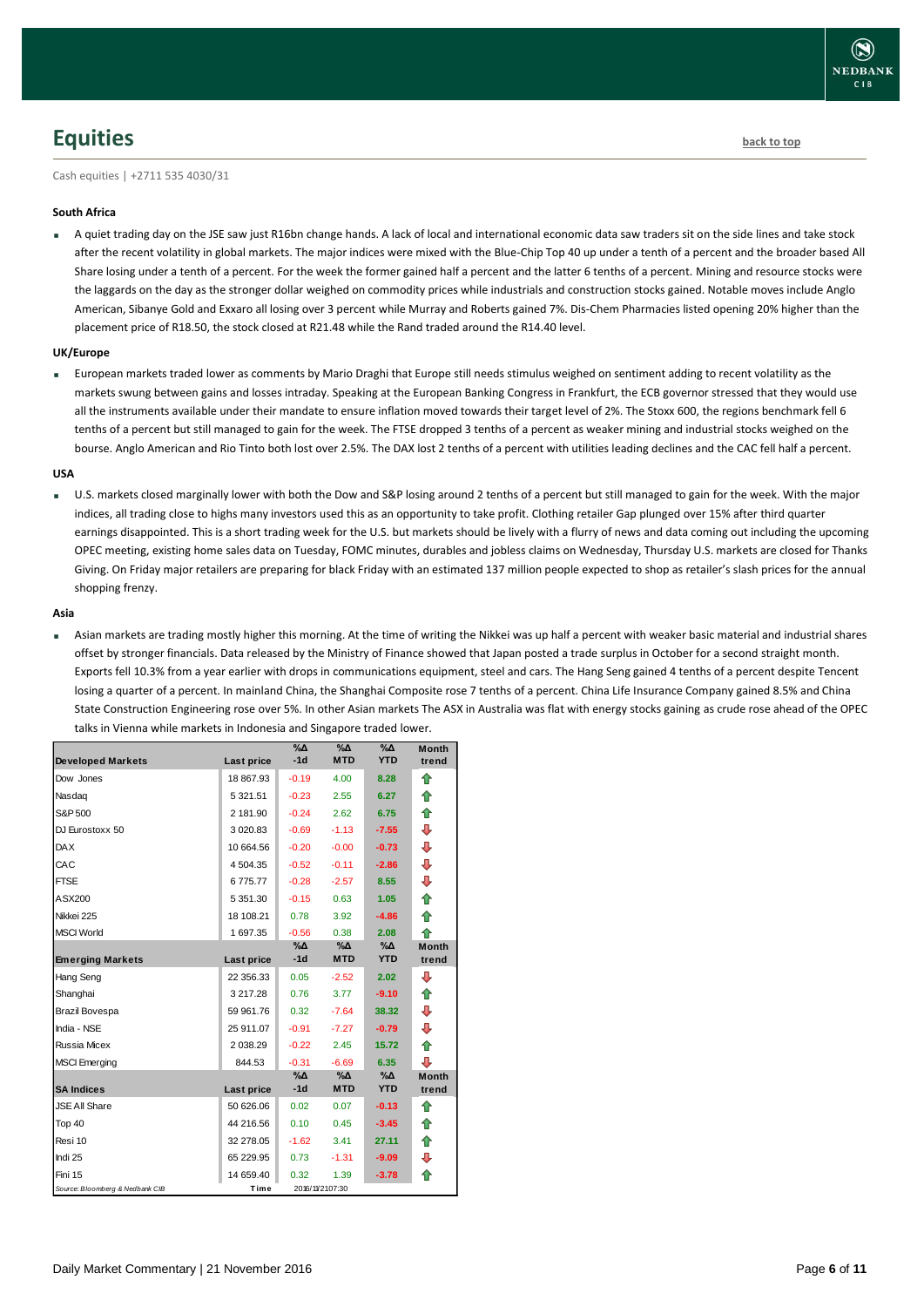## Equities

back to top

Cash equities | +2711 535 4030/31

#### South Africa

- A quiet trading day on the JSE saw just R16bn change hands. A lack of local and international economic data saw traders sit on the side lines and take stock after the recent volatility in global markets. The major indices were mixed with the Blue-Chip Top 40 up under a tenth of a percent and the broader based All Share losing under a tenth of a percent. For the week the former gained half a percent and the latter 6 tenths of a percent. Mining and resource stocks were the laggards on the day as the stronger dollar weighed on commodity prices while industrials and construction stocks gained. Notable moves include Anglo American, Sibanye Gold and Exxaro all losing over 3 percent while Murray and Roberts gained 7%. Dis-Chem Pharmacies listed opening 20% higher than the placement price of R18.50, the stock closed at R21.48 while the Rand traded around the R14.40 level.

#### UK/Europe

- European markets traded lower as comments by Mario Draghi that Europe still needs stimulus weighed on sentiment adding to recent volatility as the markets swung between gains and losses intraday. Speaking at the European Banking Congress in Frankfurt, the ECB governor stressed that they would use all the instruments available under their mandate to ensure inflation moved towards their target level of 2%. The Stoxx 600, the regions benchmark fell 6 tenths of a percent but still managed to gain for the week. The FTSE dropped 3 tenths of a percent as weaker mining and industrial stocks weighed on the bourse. Anglo American and Rio Tinto both lost over 2.5%. The DAX lost 2 tenths of a percent with utilities leading declines and the CAC fell half a percent.

#### USA

- U.S. markets closed marginally lower with both the Dow and S&P losing around 2 tenths of a percent but still managed to gain for the week. With the major indices, all trading close to highs many investors used this as an opportunity to take profit. Clothing retailer Gap plunged over 15% after third quarter earnings disappointed. This is a short trading week for the U.S. but markets should be lively with a flurry of news and data coming out including the upcoming OPEC meeting, existing home sales data on Tuesday, FOMC minutes, durables and jobless claims on Wednesday, Thursday U.S. markets are closed for Thanks Giving. On Friday major retailers are preparing for black Friday with an estimated 137 million people expected to shop as retailer's slash prices for the annual shopping frenzy.

#### Asia

- Asian markets are trading mostly higher this morning. At the time of writing the Nikkei was up half a percent with weaker basic material and industrial shares offset by stronger financials. Data released by the Ministry of Finance showed that Japan posted a trade surplus in October for a second straight month. Exports fell 10.3% from a year earlier with drops in communications equipment, steel and cars. The Hang Seng gained 4 tenths of a percent despite Tencent losing a quarter of a percent. In mainland China, the Shanghai Composite rose 7 tenths of a percent. China Life Insurance Company gained 8.5% and China State Construction Engineering rose over 5%. In other Asian markets The ASX in Australia was flat with energy stocks gaining as crude rose ahead of the OPEC talks in Vienna while markets in Indonesia and Singapore traded lower.

| Developed Markets | Last price | %Δ -1d | %Δ MTD | %Δ YTD | Month trend |
|---|---|---|---|---|---|
| Dow Jones | 18 867.93 | -0.19 | 4.00 | 8.28 | ⇧ |
| Nasdaq | 5 321.51 | -0.23 | 2.55 | 6.27 | ⇧ |
| S&P 500 | 2 181.90 | -0.24 | 2.62 | 6.75 | ⇧ |
| DJ Eurostoxx 50 | 3 020.83 | -0.69 | -1.13 | -7.55 | ⇩ |
| DAX | 10 664.56 | -0.20 | -0.00 | -0.73 | ⇩ |
| CAC | 4 504.35 | -0.52 | -0.11 | -2.86 | ⇩ |
| FTSE | 6 775.77 | -0.28 | -2.57 | 8.55 | ⇩ |
| ASX200 | 5 351.30 | -0.15 | 0.63 | 1.05 | ⇧ |
| Nikkei 225 | 18 108.21 | 0.78 | 3.92 | -4.86 | ⇧ |
| MSCI World | 1 697.35 | -0.56 | 0.38 | 2.08 | ⇧ |
| **Emerging Markets** | **Last price** | **%Δ -1d** | **%Δ MTD** | **%Δ YTD** | **Month trend** |
| Hang Seng | 22 356.33 | 0.05 | -2.52 | 2.02 | ⇩ |
| Shanghai | 3 217.28 | 0.76 | 3.77 | -9.10 | ⇧ |
| Brazil Bovespa | 59 961.76 | 0.32 | -7.64 | 38.32 | ⇩ |
| India - NSE | 25 911.07 | -0.91 | -7.27 | -0.79 | ⇩ |
| Russia Micex | 2 038.29 | -0.22 | 2.45 | 15.72 | ⇧ |
| MSCI Emerging | 844.53 | -0.31 | -6.69 | 6.35 | ⇩ |
| **SA Indices** | **Last price** | **%Δ -1d** | **%Δ MTD** | **%Δ YTD** | **Month trend** |
| JSE All Share | 50 626.06 | 0.02 | 0.07 | -0.13 | ⇧ |
| Top 40 | 44 216.56 | 0.10 | 0.45 | -3.45 | ⇧ |
| Resi 10 | 32 278.05 | -1.62 | 3.41 | 27.11 | ⇧ |
| Indi 25 | 65 229.95 | 0.73 | -1.31 | -9.09 | ⇩ |
| Fini 15 | 14 659.40 | 0.32 | 1.39 | -3.78 | ⇧ |
| Source: Bloomberg & Nedbank CIB | Time | 2016/11/21 07:30 | | | |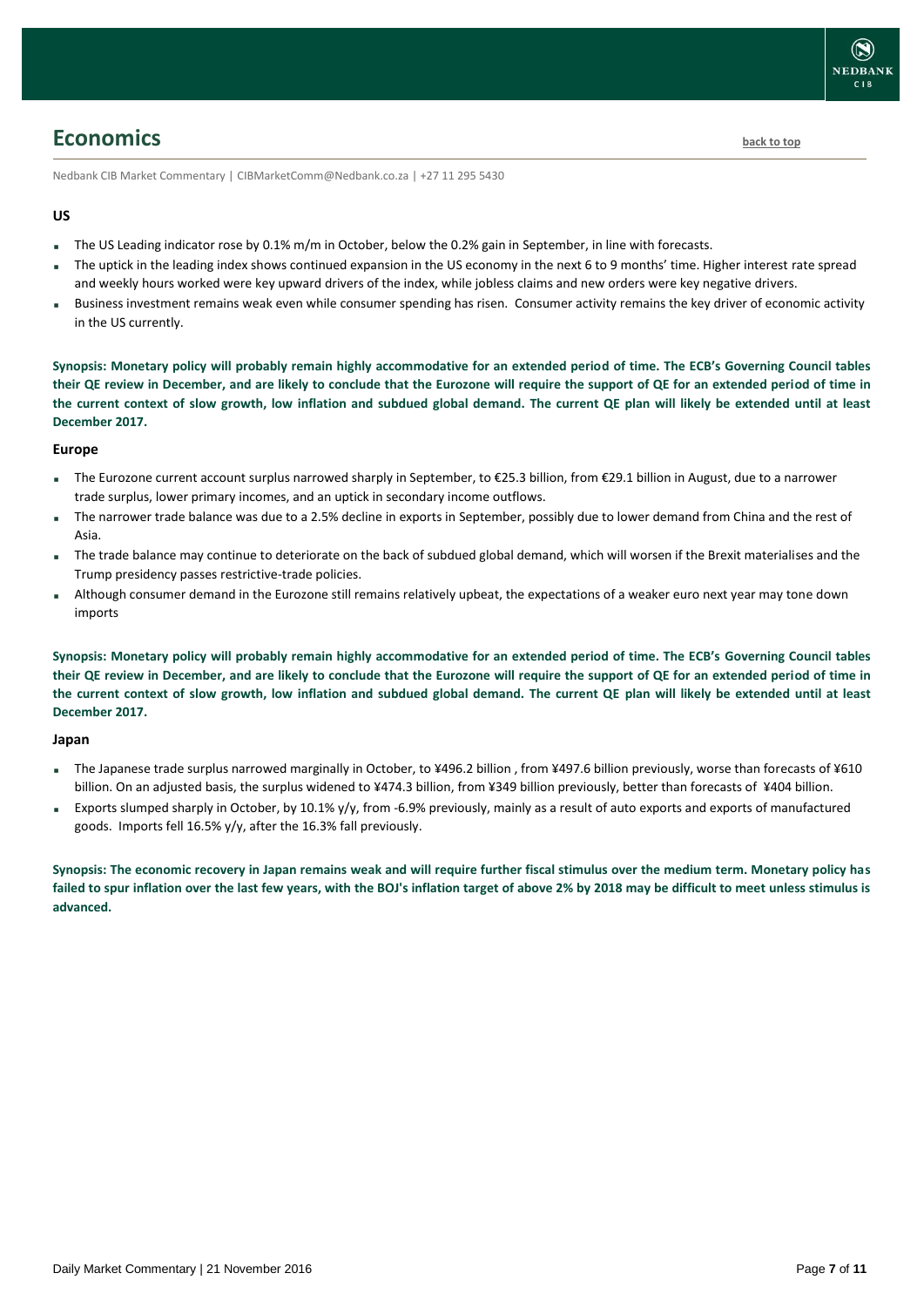## Economics

back to top

Nedbank CIB Market Commentary | CIBMarketComm@Nedbank.co.za | +27 11 295 5430

### US

- The US Leading indicator rose by 0.1% m/m in October, below the 0.2% gain in September, in line with forecasts.
- The uptick in the leading index shows continued expansion in the US economy in the next 6 to 9 months' time. Higher interest rate spread and weekly hours worked were key upward drivers of the index, while jobless claims and new orders were key negative drivers.
- Business investment remains weak even while consumer spending has risen. Consumer activity remains the key driver of economic activity in the US currently.

**Synopsis: Monetary policy will probably remain highly accommodative for an extended period of time. The ECB's Governing Council tables their QE review in December, and are likely to conclude that the Eurozone will require the support of QE for an extended period of time in the current context of slow growth, low inflation and subdued global demand. The current QE plan will likely be extended until at least December 2017.**

### Europe

- The Eurozone current account surplus narrowed sharply in September, to €25.3 billion, from €29.1 billion in August, due to a narrower trade surplus, lower primary incomes, and an uptick in secondary income outflows.
- The narrower trade balance was due to a 2.5% decline in exports in September, possibly due to lower demand from China and the rest of Asia.
- The trade balance may continue to deteriorate on the back of subdued global demand, which will worsen if the Brexit materialises and the Trump presidency passes restrictive-trade policies.
- Although consumer demand in the Eurozone still remains relatively upbeat, the expectations of a weaker euro next year may tone down imports

**Synopsis: Monetary policy will probably remain highly accommodative for an extended period of time. The ECB's Governing Council tables their QE review in December, and are likely to conclude that the Eurozone will require the support of QE for an extended period of time in the current context of slow growth, low inflation and subdued global demand. The current QE plan will likely be extended until at least December 2017.**

### Japan

- The Japanese trade surplus narrowed marginally in October, to ¥496.2 billion , from ¥497.6 billion previously, worse than forecasts of ¥610 billion. On an adjusted basis, the surplus widened to ¥474.3 billion, from ¥349 billion previously, better than forecasts of ¥404 billion.
- Exports slumped sharply in October, by 10.1% y/y, from -6.9% previously, mainly as a result of auto exports and exports of manufactured goods. Imports fell 16.5% y/y, after the 16.3% fall previously.

**Synopsis: The economic recovery in Japan remains weak and will require further fiscal stimulus over the medium term. Monetary policy has failed to spur inflation over the last few years, with the BOJ's inflation target of above 2% by 2018 may be difficult to meet unless stimulus is advanced.**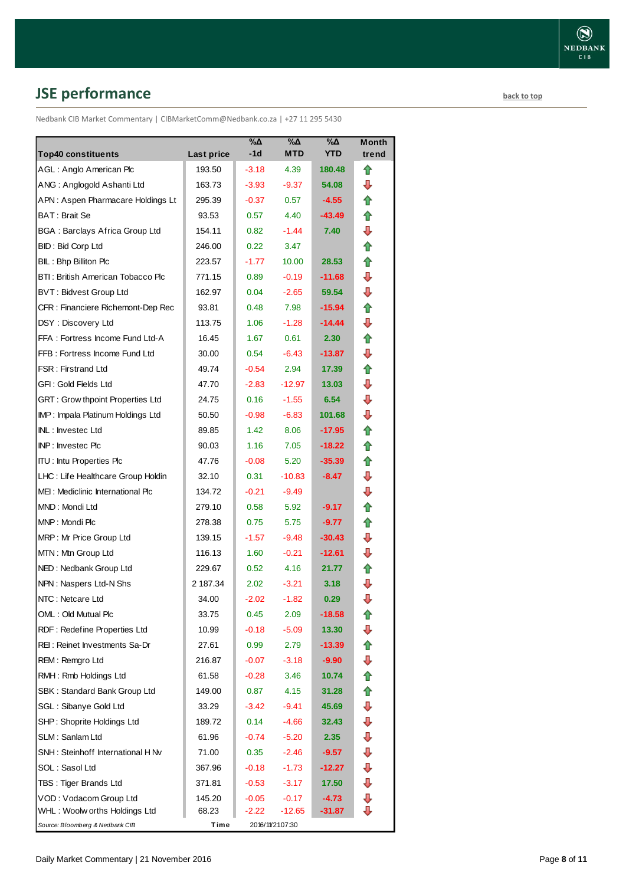## JSE performance

back to top

Nedbank CIB Market Commentary | CIBMarketComm@Nedbank.co.za | +27 11 295 5430

| Top40 constituents | Last price | %Δ -1d | %Δ MTD | %Δ YTD | Month trend |
|---|---|---|---|---|---|
| AGL : Anglo American Plc | 193.50 | -3.18 | 4.39 | 180.48 | ⇧ |
| ANG : Anglogold Ashanti Ltd | 163.73 | -3.93 | -9.37 | 54.08 | ⇩ |
| APN : Aspen Pharmacare Holdings Lt | 295.39 | -0.37 | 0.57 | -4.55 | ⇧ |
| BAT : Brait Se | 93.53 | 0.57 | 4.40 | -43.49 | ⇧ |
| BGA : Barclays Africa Group Ltd | 154.11 | 0.82 | -1.44 | 7.40 | ⇩ |
| BID : Bid Corp Ltd | 246.00 | 0.22 | 3.47 | | ⇧ |
| BIL : Bhp Billiton Plc | 223.57 | -1.77 | 10.00 | 28.53 | ⇧ |
| BTI : British American Tobacco Plc | 771.15 | 0.89 | -0.19 | -11.68 | ⇩ |
| BVT : Bidvest Group Ltd | 162.97 | 0.04 | -2.65 | 59.54 | ⇩ |
| CFR : Financiere Richemont-Dep Rec | 93.81 | 0.48 | 7.98 | -15.94 | ⇧ |
| DSY : Discovery Ltd | 113.75 | 1.06 | -1.28 | -14.44 | ⇩ |
| FFA : Fortress Income Fund Ltd-A | 16.45 | 1.67 | 0.61 | 2.30 | ⇧ |
| FFB : Fortress Income Fund Ltd | 30.00 | 0.54 | -6.43 | -13.87 | ⇩ |
| FSR : Firstrand Ltd | 49.74 | -0.54 | 2.94 | 17.39 | ⇧ |
| GFI : Gold Fields Ltd | 47.70 | -2.83 | -12.97 | 13.03 | ⇩ |
| GRT : Growthpoint Properties Ltd | 24.75 | 0.16 | -1.55 | 6.54 | ⇩ |
| IMP : Impala Platinum Holdings Ltd | 50.50 | -0.98 | -6.83 | 101.68 | ⇩ |
| INL : Investec Ltd | 89.85 | 1.42 | 8.06 | -17.95 | ⇧ |
| INP : Investec Plc | 90.03 | 1.16 | 7.05 | -18.22 | ⇧ |
| ITU : Intu Properties Plc | 47.76 | -0.08 | 5.20 | -35.39 | ⇧ |
| LHC : Life Healthcare Group Holdin | 32.10 | 0.31 | -10.83 | -8.47 | ⇩ |
| MEI : Mediclinic International Plc | 134.72 | -0.21 | -9.49 | | ⇩ |
| MND : Mondi Ltd | 279.10 | 0.58 | 5.92 | -9.17 | ⇧ |
| MNP : Mondi Plc | 278.38 | 0.75 | 5.75 | -9.77 | ⇧ |
| MRP : Mr Price Group Ltd | 139.15 | -1.57 | -9.48 | -30.43 | ⇩ |
| MTN : Mtn Group Ltd | 116.13 | 1.60 | -0.21 | -12.61 | ⇩ |
| NED : Nedbank Group Ltd | 229.67 | 0.52 | 4.16 | 21.77 | ⇧ |
| NPN : Naspers Ltd-N Shs | 2 187.34 | 2.02 | -3.21 | 3.18 | ⇩ |
| NTC : Netcare Ltd | 34.00 | -2.02 | -1.82 | 0.29 | ⇩ |
| OML : Old Mutual Plc | 33.75 | 0.45 | 2.09 | -18.58 | ⇧ |
| RDF : Redefine Properties Ltd | 10.99 | -0.18 | -5.09 | 13.30 | ⇩ |
| REI : Reinet Investments Sa-Dr | 27.61 | 0.99 | 2.79 | -13.39 | ⇧ |
| REM : Remgro Ltd | 216.87 | -0.07 | -3.18 | -9.90 | ⇩ |
| RMH : Rmb Holdings Ltd | 61.58 | -0.28 | 3.46 | 10.74 | ⇧ |
| SBK : Standard Bank Group Ltd | 149.00 | 0.87 | 4.15 | 31.28 | ⇧ |
| SGL : Sibanye Gold Ltd | 33.29 | -3.42 | -9.41 | 45.69 | ⇩ |
| SHP : Shoprite Holdings Ltd | 189.72 | 0.14 | -4.66 | 32.43 | ⇩ |
| SLM : Sanlam Ltd | 61.96 | -0.74 | -5.20 | 2.35 | ⇩ |
| SNH : Steinhoff International H Nv | 71.00 | 0.35 | -2.46 | -9.57 | ⇩ |
| SOL : Sasol Ltd | 367.96 | -0.18 | -1.73 | -12.27 | ⇩ |
| TBS : Tiger Brands Ltd | 371.81 | -0.53 | -3.17 | 17.50 | ⇩ |
| VOD : Vodacom Group Ltd | 145.20 | -0.05 | -0.17 | -4.73 | ⇩ |
| WHL : Woolworths Holdings Ltd | 68.23 | -2.22 | -12.65 | -31.87 | ⇩ |

*Source: Bloomberg & Nedbank CIB* — Time 2016/11/21 07:30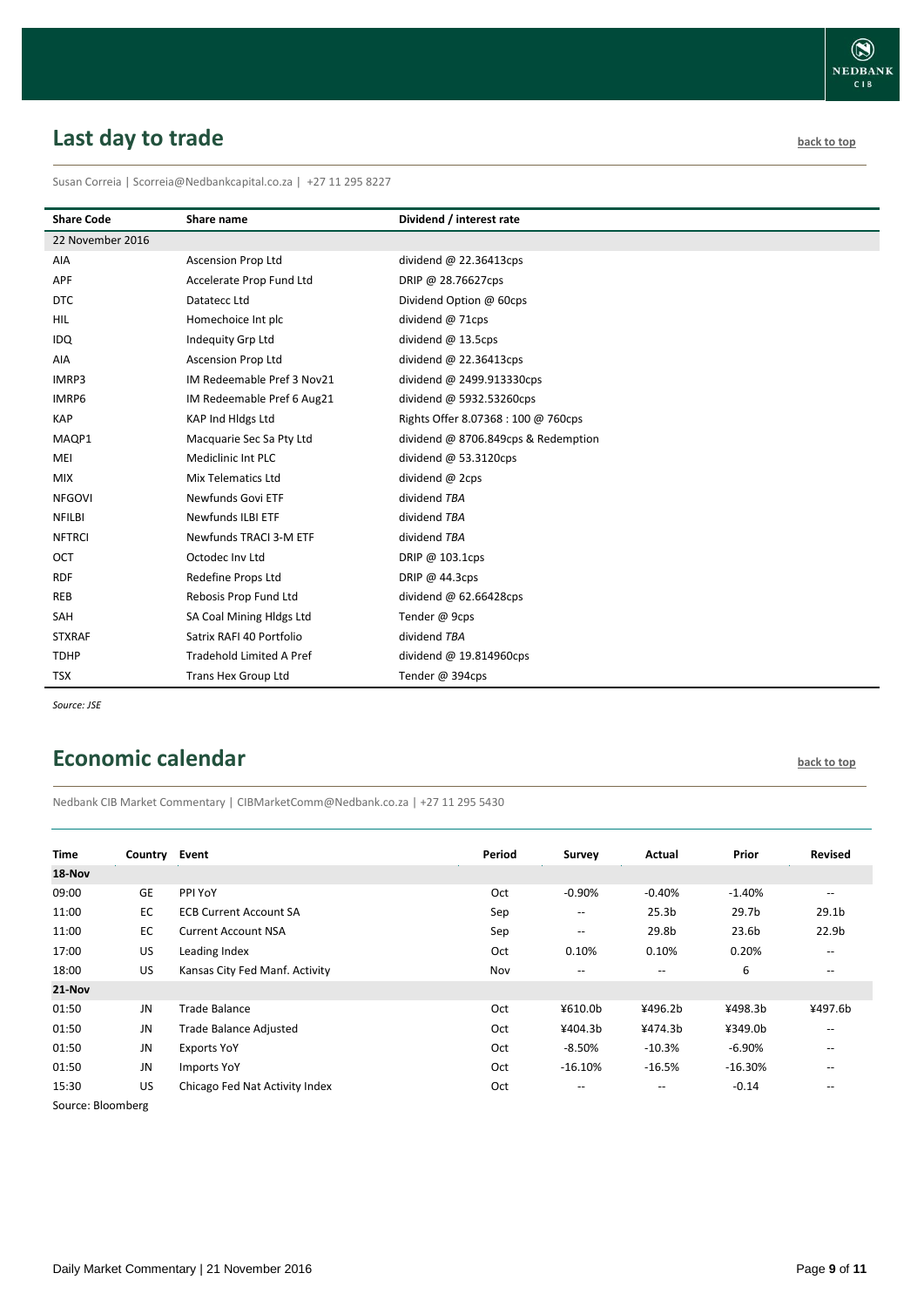## Last day to trade

back to top

Susan Correia | Scorreia@Nedbankcapital.co.za | +27 11 295 8227

| Share Code | Share name | Dividend / interest rate |
|---|---|---|
| 22 November 2016 | | |
| AIA | Ascension Prop Ltd | dividend @ 22.36413cps |
| APF | Accelerate Prop Fund Ltd | DRIP @ 28.76627cps |
| DTC | Datatecc Ltd | Dividend Option @ 60cps |
| HIL | Homechoice Int plc | dividend @ 71cps |
| IDQ | Indequity Grp Ltd | dividend @ 13.5cps |
| AIA | Ascension Prop Ltd | dividend @ 22.36413cps |
| IMRP3 | IM Redeemable Pref 3 Nov21 | dividend @ 2499.913330cps |
| IMRP6 | IM Redeemable Pref 6 Aug21 | dividend @ 5932.53260cps |
| KAP | KAP Ind Hldgs Ltd | Rights Offer 8.07368 : 100 @ 760cps |
| MAQP1 | Macquarie Sec Sa Pty Ltd | dividend @ 8706.849cps & Redemption |
| MEI | Mediclinic Int PLC | dividend @ 53.3120cps |
| MIX | Mix Telematics Ltd | dividend @ 2cps |
| NFGOVI | Newfunds Govi ETF | dividend *TBA* |
| NFILBI | Newfunds ILBI ETF | dividend *TBA* |
| NFTRCI | Newfunds TRACI 3-M ETF | dividend *TBA* |
| OCT | Octodec Inv Ltd | DRIP @ 103.1cps |
| RDF | Redefine Props Ltd | DRIP @ 44.3cps |
| REB | Rebosis Prop Fund Ltd | dividend @ 62.66428cps |
| SAH | SA Coal Mining Hldgs Ltd | Tender @ 9cps |
| STXRAF | Satrix RAFI 40 Portfolio | dividend *TBA* |
| TDHP | Tradehold Limited A Pref | dividend @ 19.814960cps |
| TSX | Trans Hex Group Ltd | Tender @ 394cps |

*Source: JSE*

## Economic calendar

back to top

Nedbank CIB Market Commentary | CIBMarketComm@Nedbank.co.za | +27 11 295 5430

| Time | Country | Event | Period | Survey | Actual | Prior | Revised |
|---|---|---|---|---|---|---|---|
| **18-Nov** | | | | | | | |
| 09:00 | GE | PPI YoY | Oct | -0.90% | -0.40% | -1.40% | -- |
| 11:00 | EC | ECB Current Account SA | Sep | -- | 25.3b | 29.7b | 29.1b |
| 11:00 | EC | Current Account NSA | Sep | -- | 29.8b | 23.6b | 22.9b |
| 17:00 | US | Leading Index | Oct | 0.10% | 0.10% | 0.20% | -- |
| 18:00 | US | Kansas City Fed Manf. Activity | Nov | -- | -- | 6 | -- |
| **21-Nov** | | | | | | | |
| 01:50 | JN | Trade Balance | Oct | ¥610.0b | ¥496.2b | ¥498.3b | ¥497.6b |
| 01:50 | JN | Trade Balance Adjusted | Oct | ¥404.3b | ¥474.3b | ¥349.0b | -- |
| 01:50 | JN | Exports YoY | Oct | -8.50% | -10.3% | -6.90% | -- |
| 01:50 | JN | Imports YoY | Oct | -16.10% | -16.5% | -16.30% | -- |
| 15:30 | US | Chicago Fed Nat Activity Index | Oct | -- | -- | -0.14 | -- |

Source: Bloomberg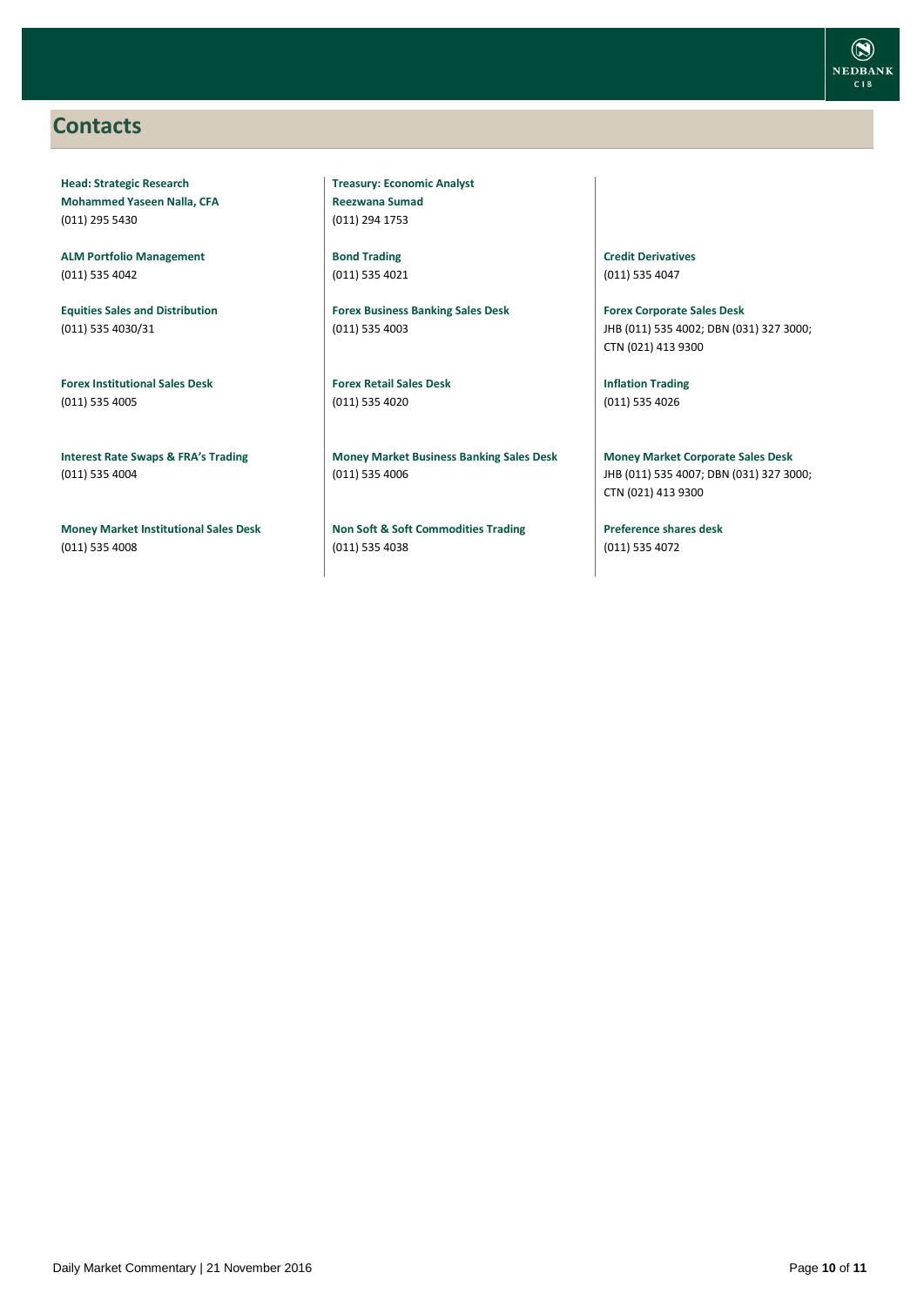## Contacts

**Head: Strategic Research**
**Mohammed Yaseen Nalla, CFA**
(011) 295 5430

**ALM Portfolio Management**
(011) 535 4042

**Equities Sales and Distribution**
(011) 535 4030/31

**Forex Institutional Sales Desk**
(011) 535 4005

**Interest Rate Swaps & FRA's Trading**
(011) 535 4004

**Money Market Institutional Sales Desk**
(011) 535 4008

**Treasury: Economic Analyst**
**Reezwana Sumad**
(011) 294 1753

**Bond Trading**
(011) 535 4021

**Forex Business Banking Sales Desk**
(011) 535 4003

**Forex Retail Sales Desk**
(011) 535 4020

**Money Market Business Banking Sales Desk**
(011) 535 4006

**Non Soft & Soft Commodities Trading**
(011) 535 4038

**Credit Derivatives**
(011) 535 4047

**Forex Corporate Sales Desk**
JHB (011) 535 4002; DBN (031) 327 3000; CTN (021) 413 9300

**Inflation Trading**
(011) 535 4026

**Money Market Corporate Sales Desk**
JHB (011) 535 4007; DBN (031) 327 3000; CTN (021) 413 9300

**Preference shares desk**
(011) 535 4072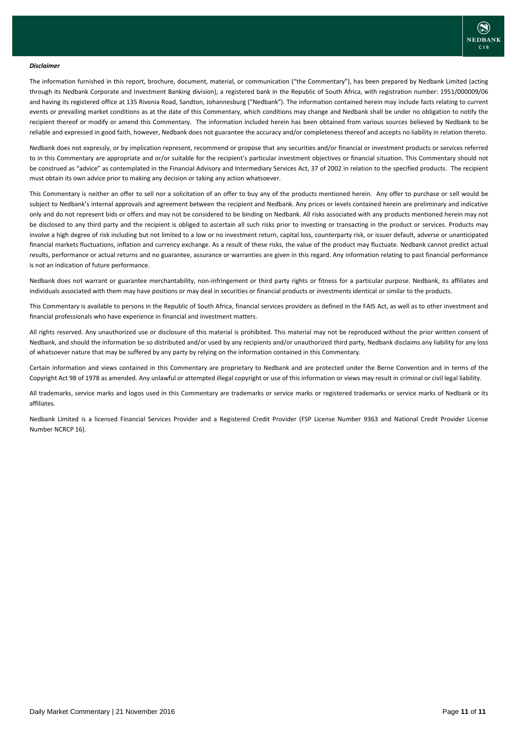***Disclaimer***

The information furnished in this report, brochure, document, material, or communication ("the Commentary"), has been prepared by Nedbank Limited (acting through its Nedbank Corporate and Investment Banking division), a registered bank in the Republic of South Africa, with registration number: 1951/000009/06 and having its registered office at 135 Rivonia Road, Sandton, Johannesburg ("Nedbank"). The information contained herein may include facts relating to current events or prevailing market conditions as at the date of this Commentary, which conditions may change and Nedbank shall be under no obligation to notify the recipient thereof or modify or amend this Commentary. The information included herein has been obtained from various sources believed by Nedbank to be reliable and expressed in good faith, however, Nedbank does not guarantee the accuracy and/or completeness thereof and accepts no liability in relation thereto.

Nedbank does not expressly, or by implication represent, recommend or propose that any securities and/or financial or investment products or services referred to in this Commentary are appropriate and or/or suitable for the recipient's particular investment objectives or financial situation. This Commentary should not be construed as "advice" as contemplated in the Financial Advisory and Intermediary Services Act, 37 of 2002 in relation to the specified products. The recipient must obtain its own advice prior to making any decision or taking any action whatsoever.

This Commentary is neither an offer to sell nor a solicitation of an offer to buy any of the products mentioned herein. Any offer to purchase or sell would be subject to Nedbank's internal approvals and agreement between the recipient and Nedbank. Any prices or levels contained herein are preliminary and indicative only and do not represent bids or offers and may not be considered to be binding on Nedbank. All risks associated with any products mentioned herein may not be disclosed to any third party and the recipient is obliged to ascertain all such risks prior to investing or transacting in the product or services. Products may involve a high degree of risk including but not limited to a low or no investment return, capital loss, counterparty risk, or issuer default, adverse or unanticipated financial markets fluctuations, inflation and currency exchange. As a result of these risks, the value of the product may fluctuate. Nedbank cannot predict actual results, performance or actual returns and no guarantee, assurance or warranties are given in this regard. Any information relating to past financial performance is not an indication of future performance.

Nedbank does not warrant or guarantee merchantability, non-infringement or third party rights or fitness for a particular purpose. Nedbank, its affiliates and individuals associated with them may have positions or may deal in securities or financial products or investments identical or similar to the products.

This Commentary is available to persons in the Republic of South Africa, financial services providers as defined in the FAIS Act, as well as to other investment and financial professionals who have experience in financial and investment matters.

All rights reserved. Any unauthorized use or disclosure of this material is prohibited. This material may not be reproduced without the prior written consent of Nedbank, and should the information be so distributed and/or used by any recipients and/or unauthorized third party, Nedbank disclaims any liability for any loss of whatsoever nature that may be suffered by any party by relying on the information contained in this Commentary.

Certain information and views contained in this Commentary are proprietary to Nedbank and are protected under the Berne Convention and in terms of the Copyright Act 98 of 1978 as amended. Any unlawful or attempted illegal copyright or use of this information or views may result in criminal or civil legal liability.

All trademarks, service marks and logos used in this Commentary are trademarks or service marks or registered trademarks or service marks of Nedbank or its affiliates.

Nedbank Limited is a licensed Financial Services Provider and a Registered Credit Provider (FSP License Number 9363 and National Credit Provider License Number NCRCP 16).